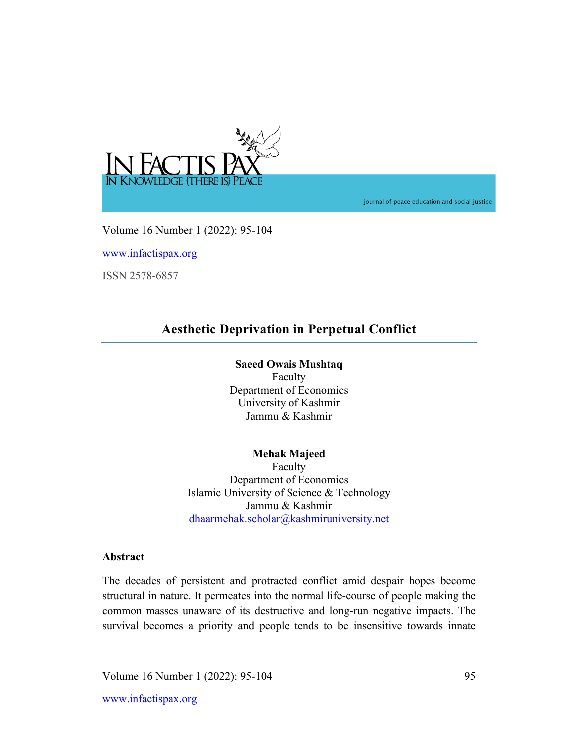# Aesthetic Deprivation in Perpetual Conflict

**Saeed Owais Mushtaq**
Faculty
Department of Economics
University of Kashmir
Jammu & Kashmir

**Mehak Majeed**
Faculty
Department of Economics
Islamic University of Science & Technology
Jammu & Kashmir
dhaarmehak.scholar@kashmiruniversity.net

## Abstract

The decades of persistent and protracted conflict amid despair hopes become structural in nature. It permeates into the normal life-course of people making the common masses unaware of its destructive and long-run negative impacts. The survival becomes a priority and people tends to be insensitive towards innate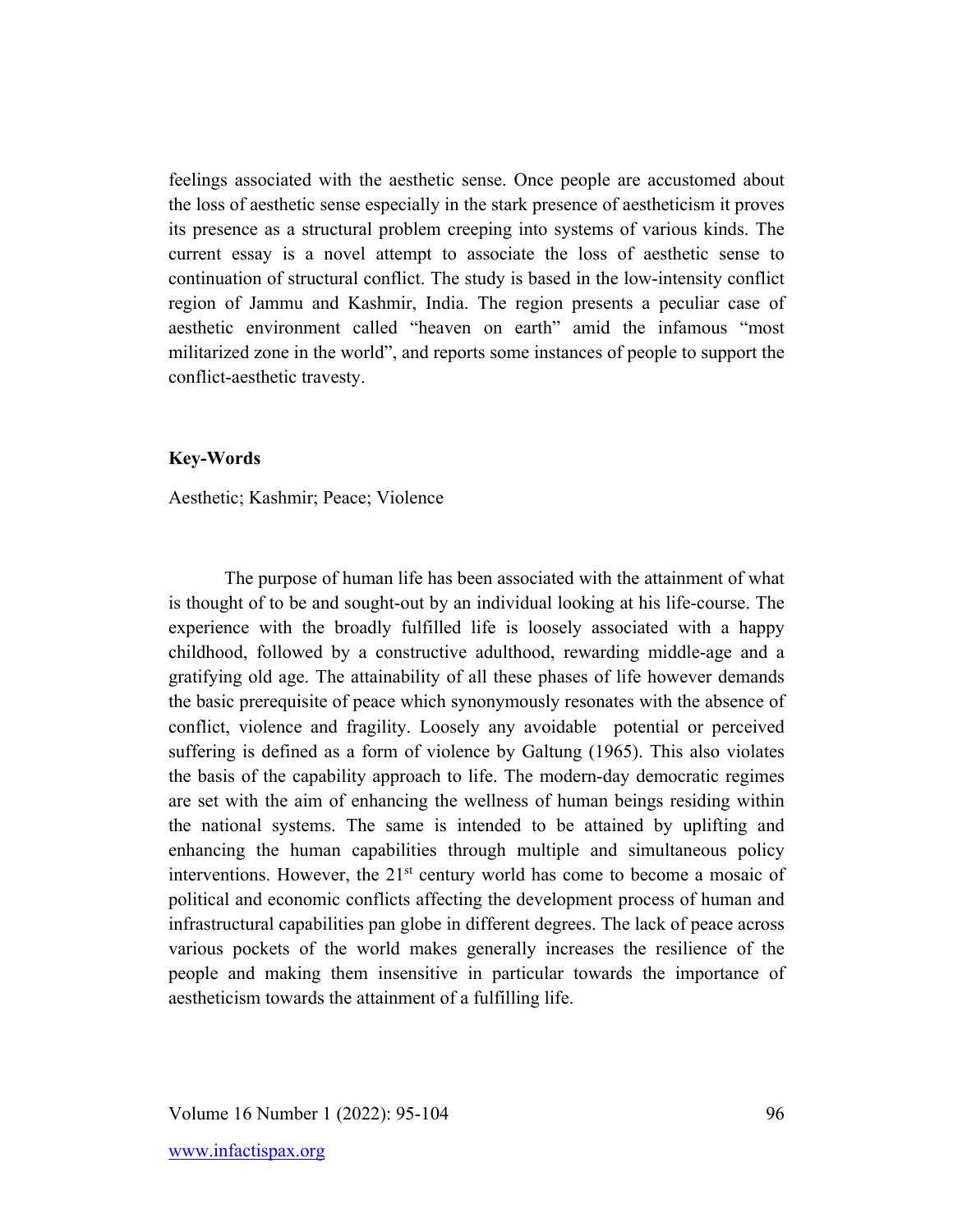feelings associated with the aesthetic sense. Once people are accustomed about the loss of aesthetic sense especially in the stark presence of aestheticism it proves its presence as a structural problem creeping into systems of various kinds. The current essay is a novel attempt to associate the loss of aesthetic sense to continuation of structural conflict. The study is based in the low-intensity conflict region of Jammu and Kashmir, India. The region presents a peculiar case of aesthetic environment called "heaven on earth" amid the infamous "most militarized zone in the world", and reports some instances of people to support the conflict-aesthetic travesty.

**Key-Words**

Aesthetic; Kashmir; Peace; Violence

The purpose of human life has been associated with the attainment of what is thought of to be and sought-out by an individual looking at his life-course. The experience with the broadly fulfilled life is loosely associated with a happy childhood, followed by a constructive adulthood, rewarding middle-age and a gratifying old age. The attainability of all these phases of life however demands the basic prerequisite of peace which synonymously resonates with the absence of conflict, violence and fragility. Loosely any avoidable potential or perceived suffering is defined as a form of violence by Galtung (1965). This also violates the basis of the capability approach to life. The modern-day democratic regimes are set with the aim of enhancing the wellness of human beings residing within the national systems. The same is intended to be attained by uplifting and enhancing the human capabilities through multiple and simultaneous policy interventions. However, the 21st century world has come to become a mosaic of political and economic conflicts affecting the development process of human and infrastructural capabilities pan globe in different degrees. The lack of peace across various pockets of the world makes generally increases the resilience of the people and making them insensitive in particular towards the importance of aestheticism towards the attainment of a fulfilling life.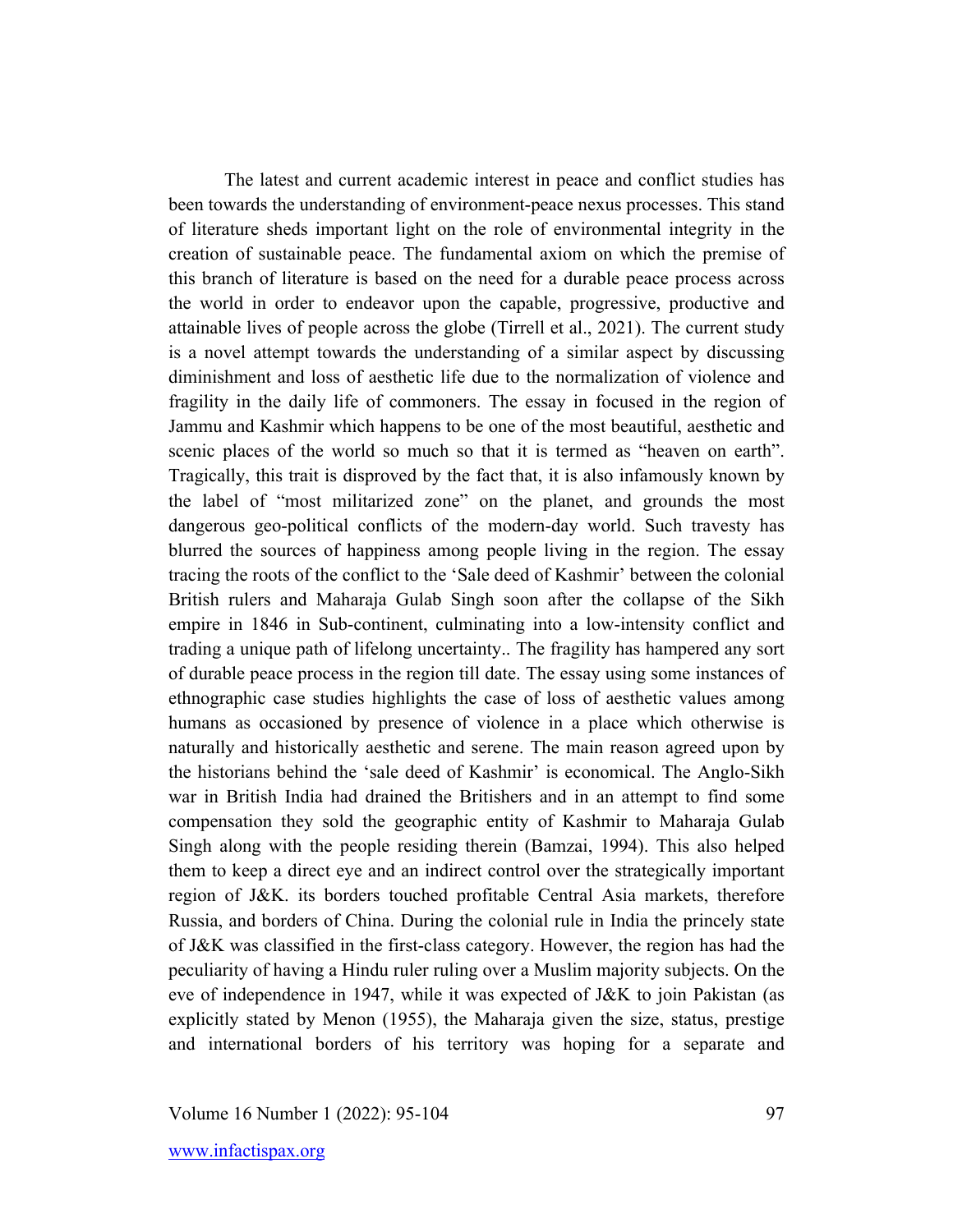The latest and current academic interest in peace and conflict studies has been towards the understanding of environment-peace nexus processes. This stand of literature sheds important light on the role of environmental integrity in the creation of sustainable peace. The fundamental axiom on which the premise of this branch of literature is based on the need for a durable peace process across the world in order to endeavor upon the capable, progressive, productive and attainable lives of people across the globe (Tirrell et al., 2021). The current study is a novel attempt towards the understanding of a similar aspect by discussing diminishment and loss of aesthetic life due to the normalization of violence and fragility in the daily life of commoners. The essay in focused in the region of Jammu and Kashmir which happens to be one of the most beautiful, aesthetic and scenic places of the world so much so that it is termed as "heaven on earth". Tragically, this trait is disproved by the fact that, it is also infamously known by the label of "most militarized zone" on the planet, and grounds the most dangerous geo-political conflicts of the modern-day world. Such travesty has blurred the sources of happiness among people living in the region. The essay tracing the roots of the conflict to the 'Sale deed of Kashmir' between the colonial British rulers and Maharaja Gulab Singh soon after the collapse of the Sikh empire in 1846 in Sub-continent, culminating into a low-intensity conflict and trading a unique path of lifelong uncertainty.. The fragility has hampered any sort of durable peace process in the region till date. The essay using some instances of ethnographic case studies highlights the case of loss of aesthetic values among humans as occasioned by presence of violence in a place which otherwise is naturally and historically aesthetic and serene. The main reason agreed upon by the historians behind the 'sale deed of Kashmir' is economical. The Anglo-Sikh war in British India had drained the Britishers and in an attempt to find some compensation they sold the geographic entity of Kashmir to Maharaja Gulab Singh along with the people residing therein (Bamzai, 1994). This also helped them to keep a direct eye and an indirect control over the strategically important region of J&K. its borders touched profitable Central Asia markets, therefore Russia, and borders of China. During the colonial rule in India the princely state of J&K was classified in the first-class category. However, the region has had the peculiarity of having a Hindu ruler ruling over a Muslim majority subjects. On the eve of independence in 1947, while it was expected of J&K to join Pakistan (as explicitly stated by Menon (1955), the Maharaja given the size, status, prestige and international borders of his territory was hoping for a separate and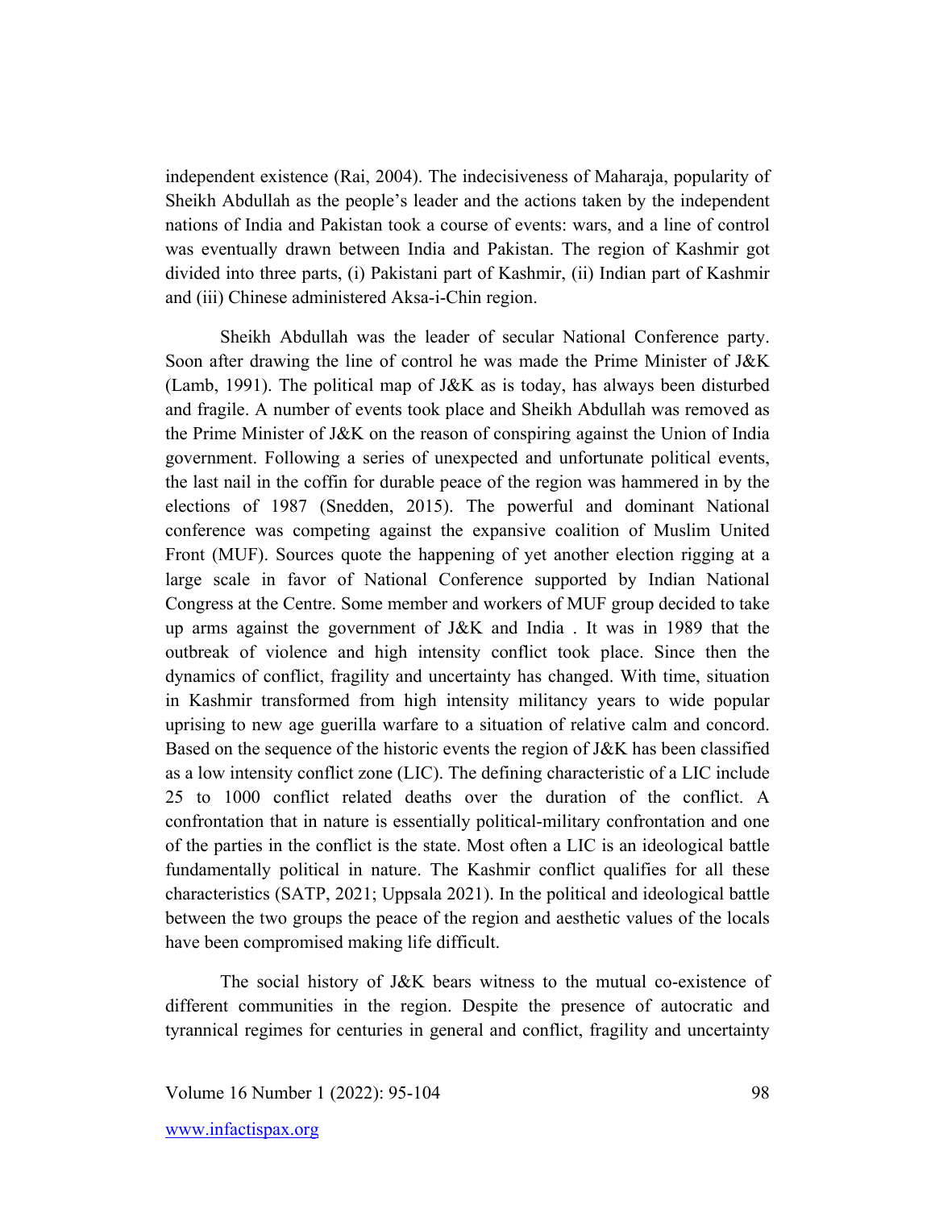independent existence (Rai, 2004). The indecisiveness of Maharaja, popularity of Sheikh Abdullah as the people's leader and the actions taken by the independent nations of India and Pakistan took a course of events: wars, and a line of control was eventually drawn between India and Pakistan. The region of Kashmir got divided into three parts, (i) Pakistani part of Kashmir, (ii) Indian part of Kashmir and (iii) Chinese administered Aksa-i-Chin region.

Sheikh Abdullah was the leader of secular National Conference party. Soon after drawing the line of control he was made the Prime Minister of J&K (Lamb, 1991). The political map of J&K as is today, has always been disturbed and fragile. A number of events took place and Sheikh Abdullah was removed as the Prime Minister of J&K on the reason of conspiring against the Union of India government. Following a series of unexpected and unfortunate political events, the last nail in the coffin for durable peace of the region was hammered in by the elections of 1987 (Snedden, 2015). The powerful and dominant National conference was competing against the expansive coalition of Muslim United Front (MUF). Sources quote the happening of yet another election rigging at a large scale in favor of National Conference supported by Indian National Congress at the Centre. Some member and workers of MUF group decided to take up arms against the government of J&K and India . It was in 1989 that the outbreak of violence and high intensity conflict took place. Since then the dynamics of conflict, fragility and uncertainty has changed. With time, situation in Kashmir transformed from high intensity militancy years to wide popular uprising to new age guerilla warfare to a situation of relative calm and concord. Based on the sequence of the historic events the region of J&K has been classified as a low intensity conflict zone (LIC). The defining characteristic of a LIC include 25 to 1000 conflict related deaths over the duration of the conflict. A confrontation that in nature is essentially political-military confrontation and one of the parties in the conflict is the state. Most often a LIC is an ideological battle fundamentally political in nature. The Kashmir conflict qualifies for all these characteristics (SATP, 2021; Uppsala 2021). In the political and ideological battle between the two groups the peace of the region and aesthetic values of the locals have been compromised making life difficult.

The social history of J&K bears witness to the mutual co-existence of different communities in the region. Despite the presence of autocratic and tyrannical regimes for centuries in general and conflict, fragility and uncertainty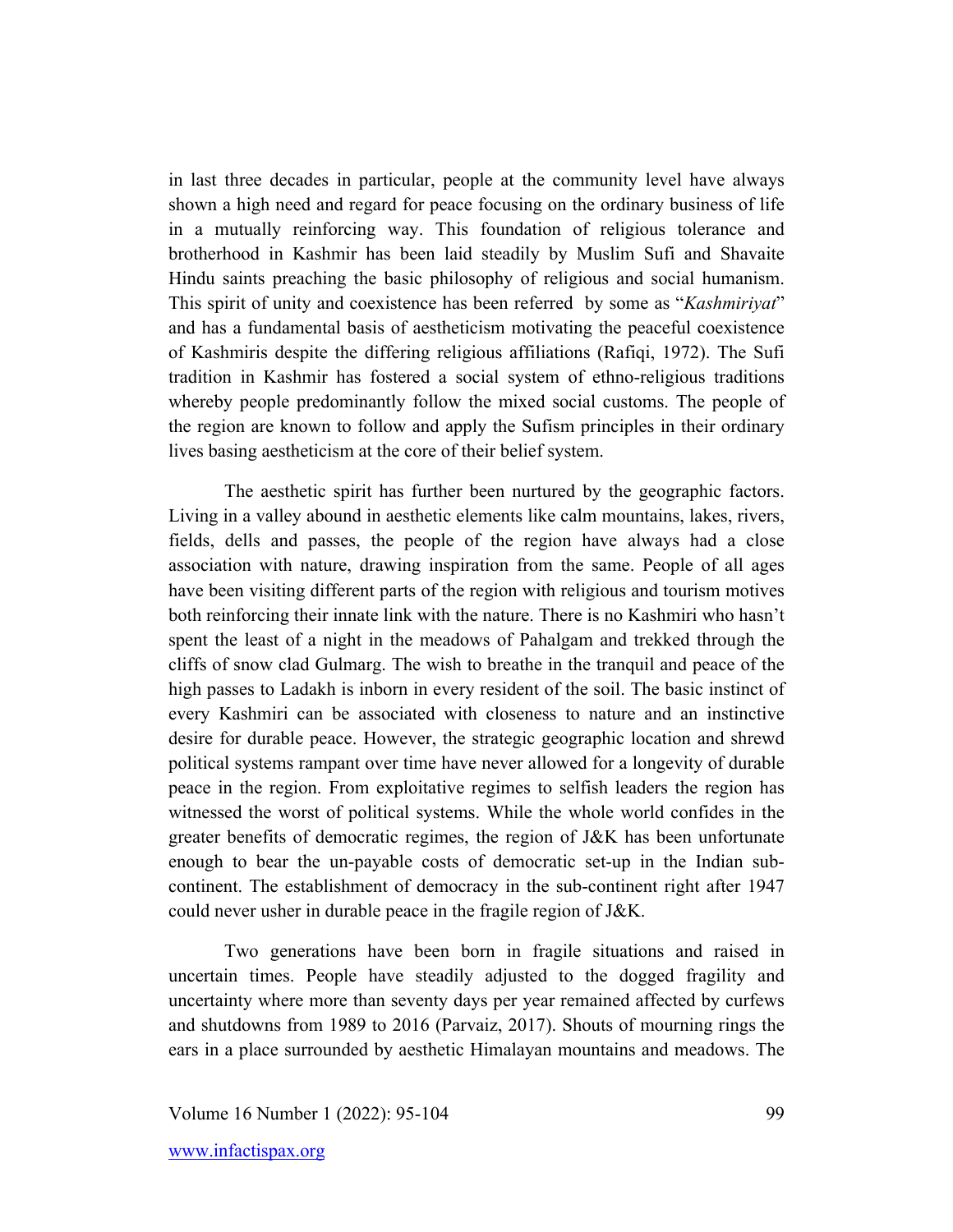in last three decades in particular, people at the community level have always shown a high need and regard for peace focusing on the ordinary business of life in a mutually reinforcing way. This foundation of religious tolerance and brotherhood in Kashmir has been laid steadily by Muslim Sufi and Shavaite Hindu saints preaching the basic philosophy of religious and social humanism. This spirit of unity and coexistence has been referred by some as "*Kashmiriyat*" and has a fundamental basis of aestheticism motivating the peaceful coexistence of Kashmiris despite the differing religious affiliations (Rafiqi, 1972). The Sufi tradition in Kashmir has fostered a social system of ethno-religious traditions whereby people predominantly follow the mixed social customs. The people of the region are known to follow and apply the Sufism principles in their ordinary lives basing aestheticism at the core of their belief system.

The aesthetic spirit has further been nurtured by the geographic factors. Living in a valley abound in aesthetic elements like calm mountains, lakes, rivers, fields, dells and passes, the people of the region have always had a close association with nature, drawing inspiration from the same. People of all ages have been visiting different parts of the region with religious and tourism motives both reinforcing their innate link with the nature. There is no Kashmiri who hasn't spent the least of a night in the meadows of Pahalgam and trekked through the cliffs of snow clad Gulmarg. The wish to breathe in the tranquil and peace of the high passes to Ladakh is inborn in every resident of the soil. The basic instinct of every Kashmiri can be associated with closeness to nature and an instinctive desire for durable peace. However, the strategic geographic location and shrewd political systems rampant over time have never allowed for a longevity of durable peace in the region. From exploitative regimes to selfish leaders the region has witnessed the worst of political systems. While the whole world confides in the greater benefits of democratic regimes, the region of J&K has been unfortunate enough to bear the un-payable costs of democratic set-up in the Indian sub-continent. The establishment of democracy in the sub-continent right after 1947 could never usher in durable peace in the fragile region of J&K.

Two generations have been born in fragile situations and raised in uncertain times. People have steadily adjusted to the dogged fragility and uncertainty where more than seventy days per year remained affected by curfews and shutdowns from 1989 to 2016 (Parvaiz, 2017). Shouts of mourning rings the ears in a place surrounded by aesthetic Himalayan mountains and meadows. The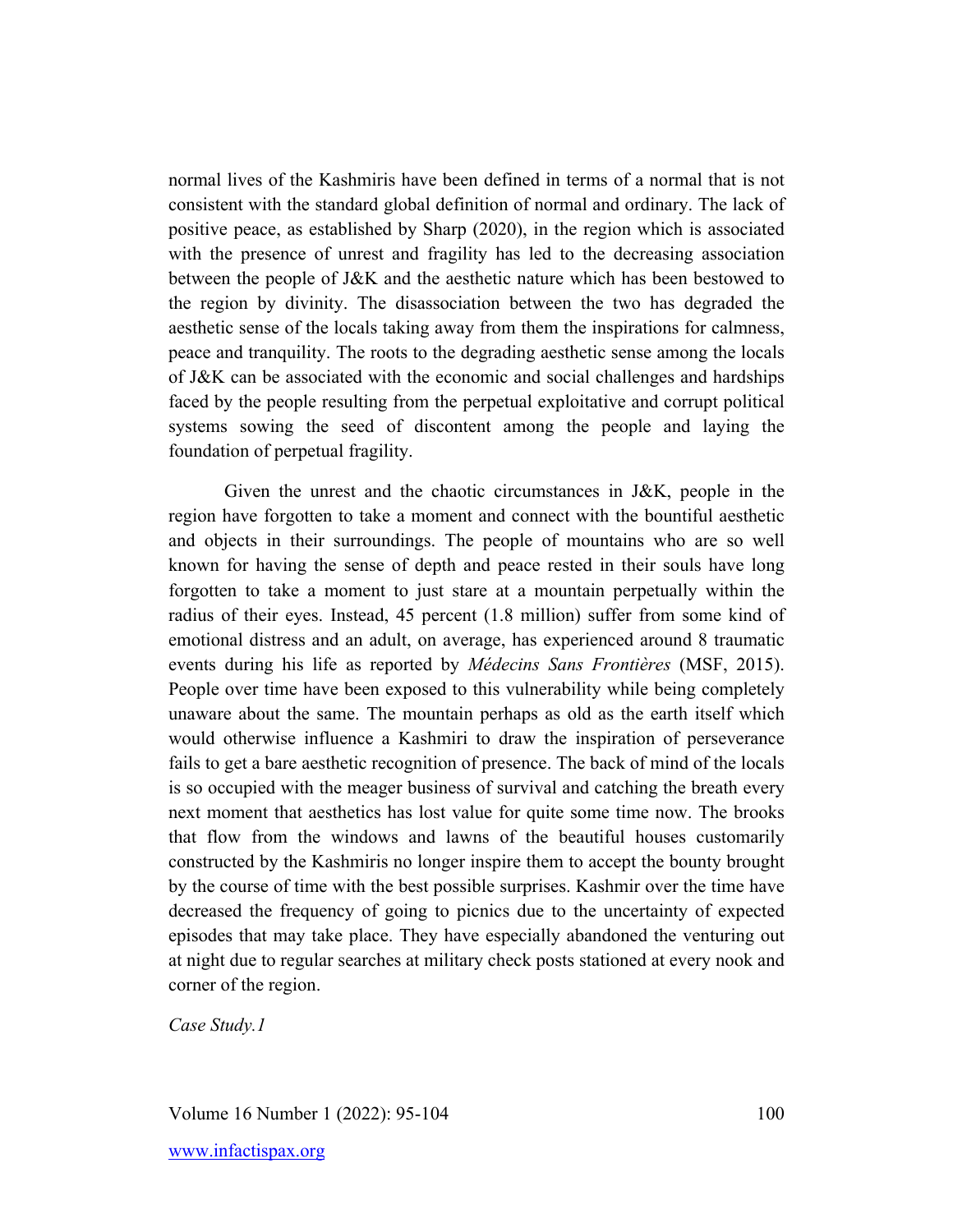normal lives of the Kashmiris have been defined in terms of a normal that is not consistent with the standard global definition of normal and ordinary. The lack of positive peace, as established by Sharp (2020), in the region which is associated with the presence of unrest and fragility has led to the decreasing association between the people of J&K and the aesthetic nature which has been bestowed to the region by divinity. The disassociation between the two has degraded the aesthetic sense of the locals taking away from them the inspirations for calmness, peace and tranquility. The roots to the degrading aesthetic sense among the locals of J&K can be associated with the economic and social challenges and hardships faced by the people resulting from the perpetual exploitative and corrupt political systems sowing the seed of discontent among the people and laying the foundation of perpetual fragility.

Given the unrest and the chaotic circumstances in J&K, people in the region have forgotten to take a moment and connect with the bountiful aesthetic and objects in their surroundings. The people of mountains who are so well known for having the sense of depth and peace rested in their souls have long forgotten to take a moment to just stare at a mountain perpetually within the radius of their eyes. Instead, 45 percent (1.8 million) suffer from some kind of emotional distress and an adult, on average, has experienced around 8 traumatic events during his life as reported by *Médecins Sans Frontières* (MSF, 2015). People over time have been exposed to this vulnerability while being completely unaware about the same. The mountain perhaps as old as the earth itself which would otherwise influence a Kashmiri to draw the inspiration of perseverance fails to get a bare aesthetic recognition of presence. The back of mind of the locals is so occupied with the meager business of survival and catching the breath every next moment that aesthetics has lost value for quite some time now. The brooks that flow from the windows and lawns of the beautiful houses customarily constructed by the Kashmiris no longer inspire them to accept the bounty brought by the course of time with the best possible surprises. Kashmir over the time have decreased the frequency of going to picnics due to the uncertainty of expected episodes that may take place. They have especially abandoned the venturing out at night due to regular searches at military check posts stationed at every nook and corner of the region.

*Case Study.1*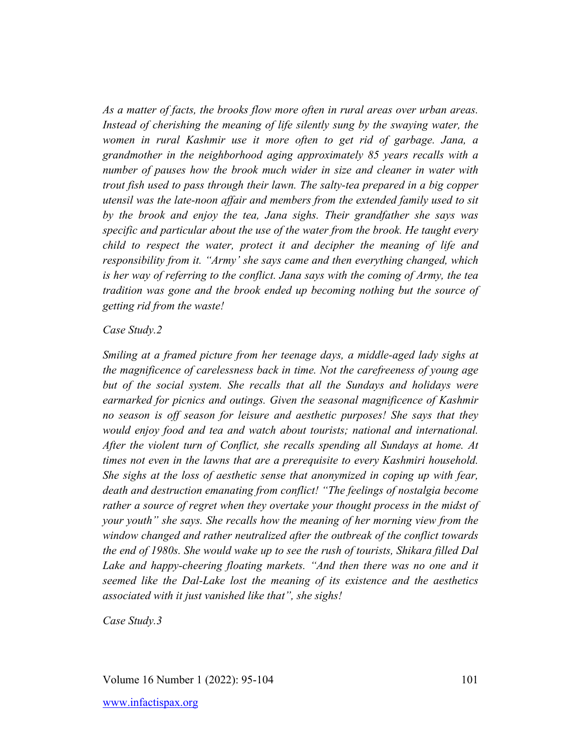*As a matter of facts, the brooks flow more often in rural areas over urban areas. Instead of cherishing the meaning of life silently sung by the swaying water, the women in rural Kashmir use it more often to get rid of garbage. Jana, a grandmother in the neighborhood aging approximately 85 years recalls with a number of pauses how the brook much wider in size and cleaner in water with trout fish used to pass through their lawn. The salty-tea prepared in a big copper utensil was the late-noon affair and members from the extended family used to sit by the brook and enjoy the tea, Jana sighs. Their grandfather she says was specific and particular about the use of the water from the brook. He taught every child to respect the water, protect it and decipher the meaning of life and responsibility from it. "Army' she says came and then everything changed, which is her way of referring to the conflict. Jana says with the coming of Army, the tea tradition was gone and the brook ended up becoming nothing but the source of getting rid from the waste!*

*Case Study.2*

*Smiling at a framed picture from her teenage days, a middle-aged lady sighs at the magnificence of carelessness back in time. Not the carefreeness of young age but of the social system. She recalls that all the Sundays and holidays were earmarked for picnics and outings. Given the seasonal magnificence of Kashmir no season is off season for leisure and aesthetic purposes! She says that they would enjoy food and tea and watch about tourists; national and international. After the violent turn of Conflict, she recalls spending all Sundays at home. At times not even in the lawns that are a prerequisite to every Kashmiri household. She sighs at the loss of aesthetic sense that anonymized in coping up with fear, death and destruction emanating from conflict! "The feelings of nostalgia become rather a source of regret when they overtake your thought process in the midst of your youth" she says. She recalls how the meaning of her morning view from the window changed and rather neutralized after the outbreak of the conflict towards the end of 1980s. She would wake up to see the rush of tourists, Shikara filled Dal Lake and happy-cheering floating markets. "And then there was no one and it seemed like the Dal-Lake lost the meaning of its existence and the aesthetics associated with it just vanished like that", she sighs!*

*Case Study.3*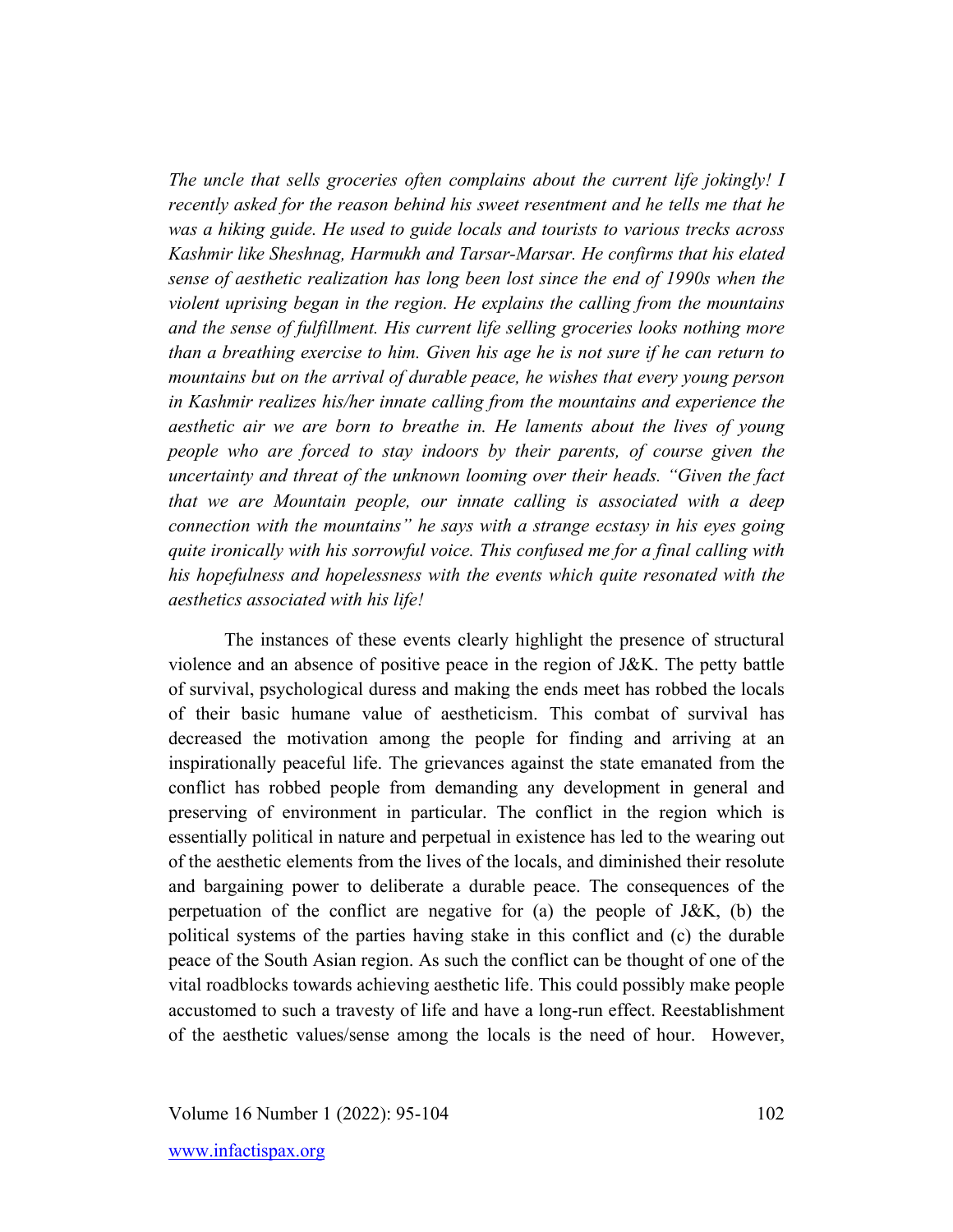*The uncle that sells groceries often complains about the current life jokingly! I recently asked for the reason behind his sweet resentment and he tells me that he was a hiking guide. He used to guide locals and tourists to various trecks across Kashmir like Sheshnag, Harmukh and Tarsar-Marsar. He confirms that his elated sense of aesthetic realization has long been lost since the end of 1990s when the violent uprising began in the region. He explains the calling from the mountains and the sense of fulfillment. His current life selling groceries looks nothing more than a breathing exercise to him. Given his age he is not sure if he can return to mountains but on the arrival of durable peace, he wishes that every young person in Kashmir realizes his/her innate calling from the mountains and experience the aesthetic air we are born to breathe in. He laments about the lives of young people who are forced to stay indoors by their parents, of course given the uncertainty and threat of the unknown looming over their heads. "Given the fact that we are Mountain people, our innate calling is associated with a deep connection with the mountains" he says with a strange ecstasy in his eyes going quite ironically with his sorrowful voice. This confused me for a final calling with his hopefulness and hopelessness with the events which quite resonated with the aesthetics associated with his life!*

The instances of these events clearly highlight the presence of structural violence and an absence of positive peace in the region of J&K. The petty battle of survival, psychological duress and making the ends meet has robbed the locals of their basic humane value of aestheticism. This combat of survival has decreased the motivation among the people for finding and arriving at an inspirationally peaceful life. The grievances against the state emanated from the conflict has robbed people from demanding any development in general and preserving of environment in particular. The conflict in the region which is essentially political in nature and perpetual in existence has led to the wearing out of the aesthetic elements from the lives of the locals, and diminished their resolute and bargaining power to deliberate a durable peace. The consequences of the perpetuation of the conflict are negative for (a) the people of J&K, (b) the political systems of the parties having stake in this conflict and (c) the durable peace of the South Asian region. As such the conflict can be thought of one of the vital roadblocks towards achieving aesthetic life. This could possibly make people accustomed to such a travesty of life and have a long-run effect. Reestablishment of the aesthetic values/sense among the locals is the need of hour. However,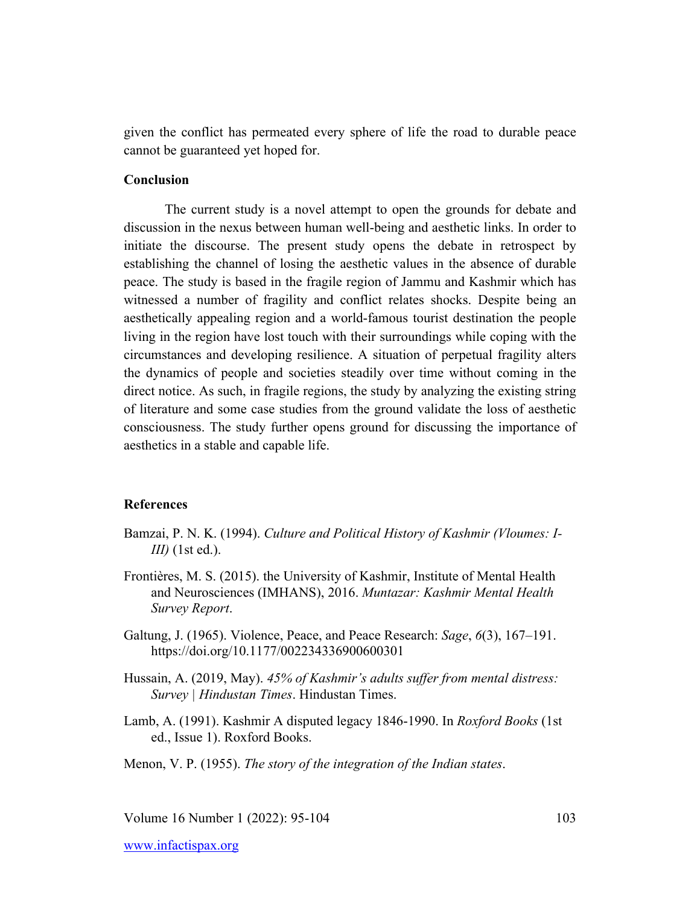given the conflict has permeated every sphere of life the road to durable peace cannot be guaranteed yet hoped for.

## Conclusion

The current study is a novel attempt to open the grounds for debate and discussion in the nexus between human well-being and aesthetic links. In order to initiate the discourse. The present study opens the debate in retrospect by establishing the channel of losing the aesthetic values in the absence of durable peace. The study is based in the fragile region of Jammu and Kashmir which has witnessed a number of fragility and conflict relates shocks. Despite being an aesthetically appealing region and a world-famous tourist destination the people living in the region have lost touch with their surroundings while coping with the circumstances and developing resilience. A situation of perpetual fragility alters the dynamics of people and societies steadily over time without coming in the direct notice. As such, in fragile regions, the study by analyzing the existing string of literature and some case studies from the ground validate the loss of aesthetic consciousness. The study further opens ground for discussing the importance of aesthetics in a stable and capable life.

## References

Bamzai, P. N. K. (1994). *Culture and Political History of Kashmir (Vloumes: I-III)* (1st ed.).

Frontières, M. S. (2015). the University of Kashmir, Institute of Mental Health and Neurosciences (IMHANS), 2016. *Muntazar: Kashmir Mental Health Survey Report*.

Galtung, J. (1965). Violence, Peace, and Peace Research: *Sage*, *6*(3), 167–191. https://doi.org/10.1177/002234336900600301

Hussain, A. (2019, May). *45% of Kashmir's adults suffer from mental distress: Survey | Hindustan Times*. Hindustan Times.

Lamb, A. (1991). Kashmir A disputed legacy 1846-1990. In *Roxford Books* (1st ed., Issue 1). Roxford Books.

Menon, V. P. (1955). *The story of the integration of the Indian states*.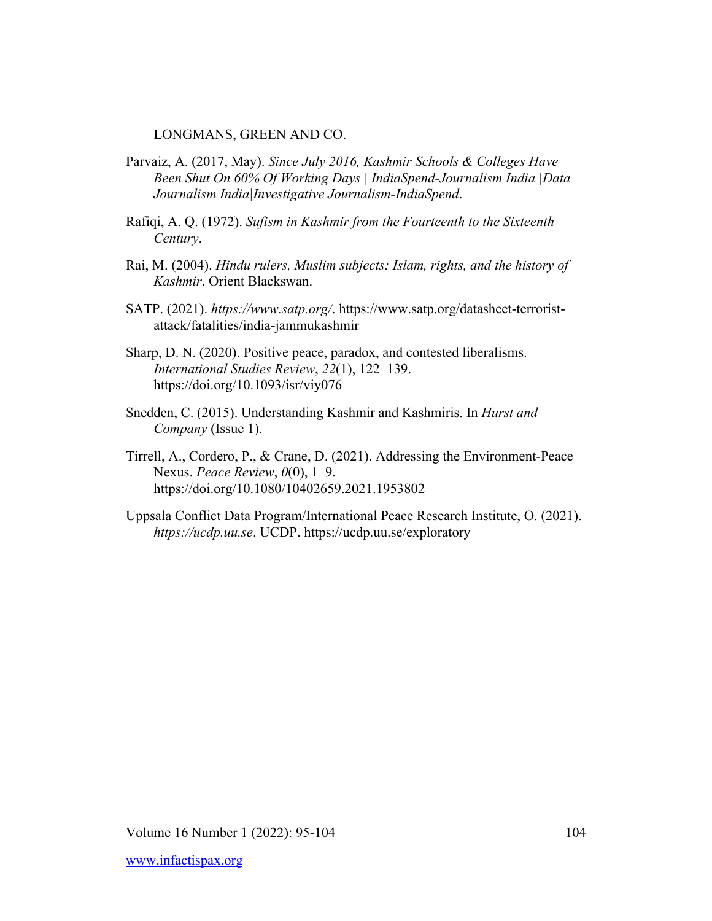LONGMANS, GREEN AND CO.

Parvaiz, A. (2017, May). *Since July 2016, Kashmir Schools & Colleges Have Been Shut On 60% Of Working Days | IndiaSpend-Journalism India |Data Journalism India|Investigative Journalism-IndiaSpend*.

Rafiqi, A. Q. (1972). *Sufism in Kashmir from the Fourteenth to the Sixteenth Century*.

Rai, M. (2004). *Hindu rulers, Muslim subjects: Islam, rights, and the history of Kashmir*. Orient Blackswan.

SATP. (2021). *https://www.satp.org/*. https://www.satp.org/datasheet-terrorist-attack/fatalities/india-jammukashmir

Sharp, D. N. (2020). Positive peace, paradox, and contested liberalisms. *International Studies Review*, *22*(1), 122–139. https://doi.org/10.1093/isr/viy076

Snedden, C. (2015). Understanding Kashmir and Kashmiris. In *Hurst and Company* (Issue 1).

Tirrell, A., Cordero, P., & Crane, D. (2021). Addressing the Environment-Peace Nexus. *Peace Review*, *0*(0), 1–9. https://doi.org/10.1080/10402659.2021.1953802

Uppsala Conflict Data Program/International Peace Research Institute, O. (2021). *https://ucdp.uu.se*. UCDP. https://ucdp.uu.se/exploratory